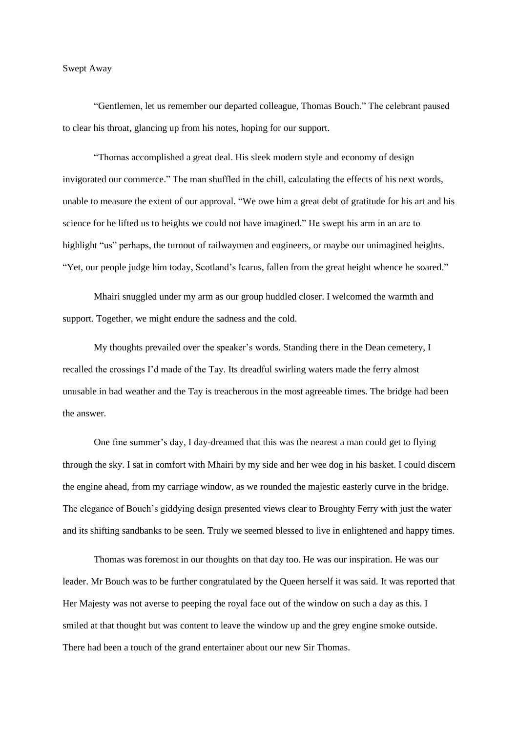# Swept Away

"Gentlemen, let us remember our departed colleague, Thomas Bouch." The celebrant paused to clear his throat, glancing up from his notes, hoping for our support.

"Thomas accomplished a great deal. His sleek modern style and economy of design invigorated our commerce." The man shuffled in the chill, calculating the effects of his next words, unable to measure the extent of our approval. "We owe him a great debt of gratitude for his art and his science for he lifted us to heights we could not have imagined." He swept his arm in an arc to highlight "us" perhaps, the turnout of railwaymen and engineers, or maybe our unimagined heights. "Yet, our people judge him today, Scotland's Icarus, fallen from the great height whence he soared."

Mhairi snuggled under my arm as our group huddled closer. I welcomed the warmth and support. Together, we might endure the sadness and the cold.

My thoughts prevailed over the speaker's words. Standing there in the Dean cemetery, I recalled the crossings I'd made of the Tay. Its dreadful swirling waters made the ferry almost unusable in bad weather and the Tay is treacherous in the most agreeable times. The bridge had been the answer.

One fine summer's day, I day-dreamed that this was the nearest a man could get to flying through the sky. I sat in comfort with Mhairi by my side and her wee dog in his basket. I could discern the engine ahead, from my carriage window, as we rounded the majestic easterly curve in the bridge. The elegance of Bouch's giddying design presented views clear to Broughty Ferry with just the water and its shifting sandbanks to be seen. Truly we seemed blessed to live in enlightened and happy times.

Thomas was foremost in our thoughts on that day too. He was our inspiration. He was our leader. Mr Bouch was to be further congratulated by the Queen herself it was said. It was reported that Her Majesty was not averse to peeping the royal face out of the window on such a day as this. I smiled at that thought but was content to leave the window up and the grey engine smoke outside. There had been a touch of the grand entertainer about our new Sir Thomas.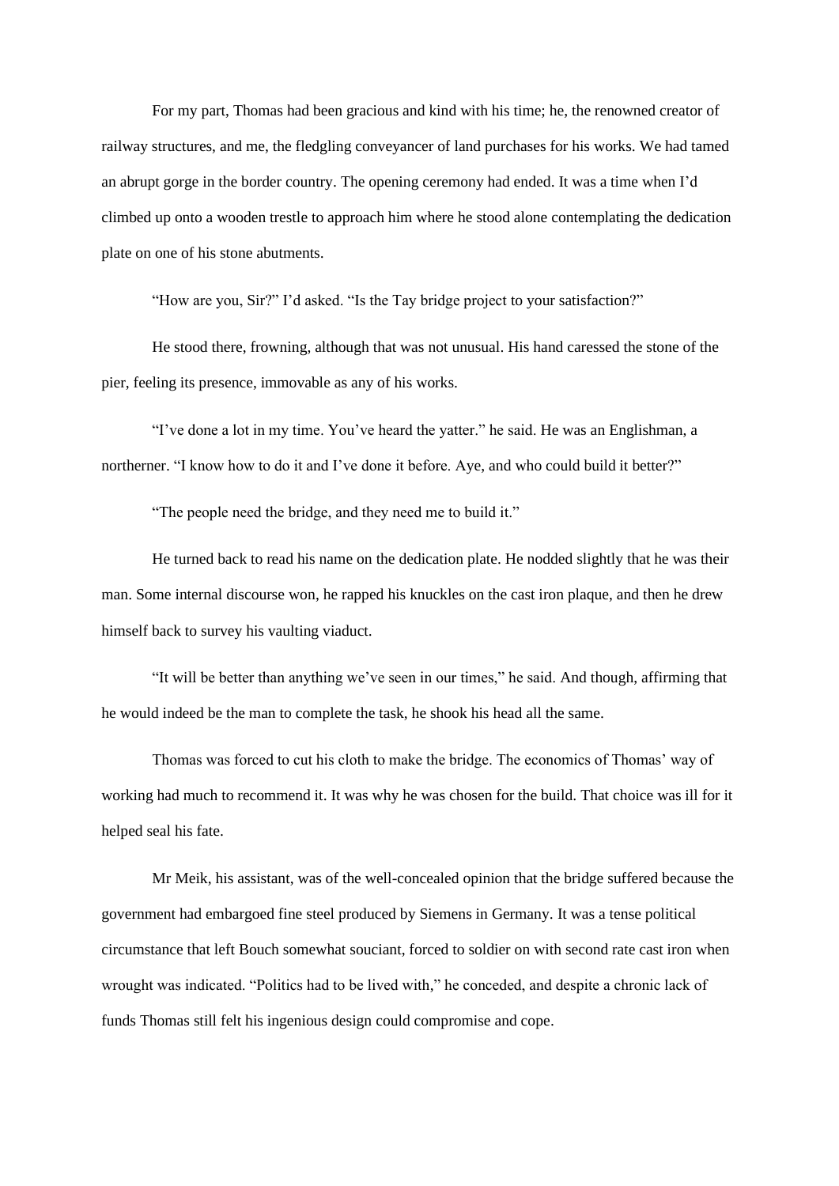For my part, Thomas had been gracious and kind with his time; he, the renowned creator of railway structures, and me, the fledgling conveyancer of land purchases for his works. We had tamed an abrupt gorge in the border country. The opening ceremony had ended. It was a time when I'd climbed up onto a wooden trestle to approach him where he stood alone contemplating the dedication plate on one of his stone abutments.

"How are you, Sir?" I'd asked. "Is the Tay bridge project to your satisfaction?"

He stood there, frowning, although that was not unusual. His hand caressed the stone of the pier, feeling its presence, immovable as any of his works.

"I've done a lot in my time. You've heard the yatter." he said. He was an Englishman, a northerner. "I know how to do it and I've done it before. Aye, and who could build it better?"

"The people need the bridge, and they need me to build it."

He turned back to read his name on the dedication plate. He nodded slightly that he was their man. Some internal discourse won, he rapped his knuckles on the cast iron plaque, and then he drew himself back to survey his vaulting viaduct.

"It will be better than anything we've seen in our times," he said. And though, affirming that he would indeed be the man to complete the task, he shook his head all the same.

Thomas was forced to cut his cloth to make the bridge. The economics of Thomas' way of working had much to recommend it. It was why he was chosen for the build. That choice was ill for it helped seal his fate.

Mr Meik, his assistant, was of the well-concealed opinion that the bridge suffered because the government had embargoed fine steel produced by Siemens in Germany. It was a tense political circumstance that left Bouch somewhat souciant, forced to soldier on with second rate cast iron when wrought was indicated. "Politics had to be lived with," he conceded, and despite a chronic lack of funds Thomas still felt his ingenious design could compromise and cope.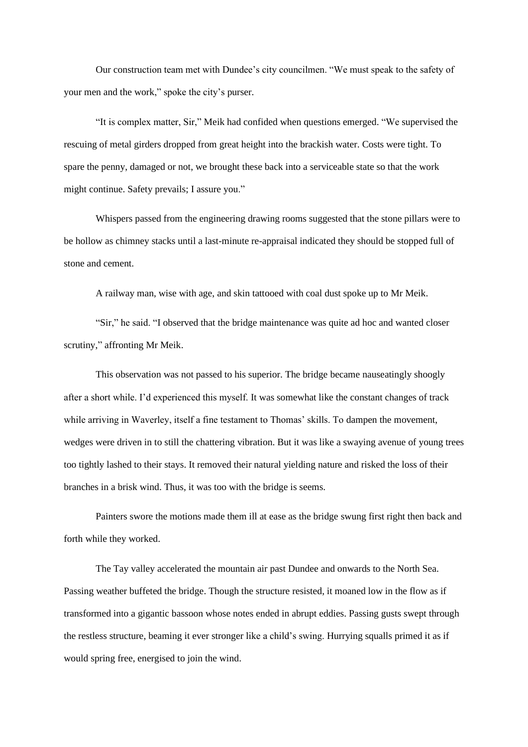Our construction team met with Dundee's city councilmen. "We must speak to the safety of your men and the work," spoke the city's purser.

"It is complex matter, Sir," Meik had confided when questions emerged. "We supervised the rescuing of metal girders dropped from great height into the brackish water. Costs were tight. To spare the penny, damaged or not, we brought these back into a serviceable state so that the work might continue. Safety prevails; I assure you."

Whispers passed from the engineering drawing rooms suggested that the stone pillars were to be hollow as chimney stacks until a last-minute re-appraisal indicated they should be stopped full of stone and cement.

A railway man, wise with age, and skin tattooed with coal dust spoke up to Mr Meik.

"Sir," he said. "I observed that the bridge maintenance was quite ad hoc and wanted closer scrutiny," affronting Mr Meik.

This observation was not passed to his superior. The bridge became nauseatingly shoogly after a short while. I'd experienced this myself. It was somewhat like the constant changes of track while arriving in Waverley, itself a fine testament to Thomas' skills. To dampen the movement, wedges were driven in to still the chattering vibration. But it was like a swaying avenue of young trees too tightly lashed to their stays. It removed their natural yielding nature and risked the loss of their branches in a brisk wind. Thus, it was too with the bridge is seems.

Painters swore the motions made them ill at ease as the bridge swung first right then back and forth while they worked.

The Tay valley accelerated the mountain air past Dundee and onwards to the North Sea. Passing weather buffeted the bridge. Though the structure resisted, it moaned low in the flow as if transformed into a gigantic bassoon whose notes ended in abrupt eddies. Passing gusts swept through the restless structure, beaming it ever stronger like a child's swing. Hurrying squalls primed it as if would spring free, energised to join the wind.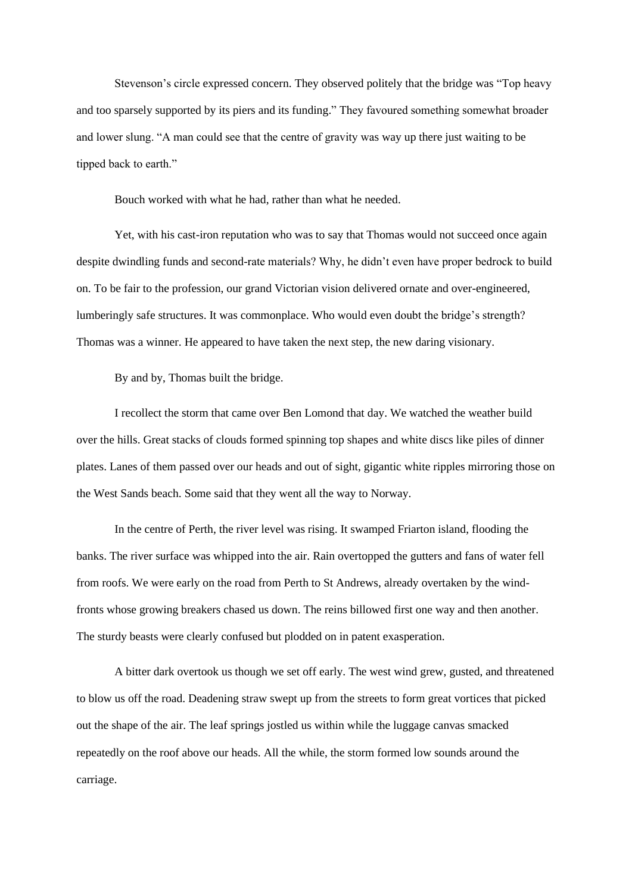Stevenson's circle expressed concern. They observed politely that the bridge was "Top heavy and too sparsely supported by its piers and its funding." They favoured something somewhat broader and lower slung. "A man could see that the centre of gravity was way up there just waiting to be tipped back to earth."

Bouch worked with what he had, rather than what he needed.

Yet, with his cast-iron reputation who was to say that Thomas would not succeed once again despite dwindling funds and second-rate materials? Why, he didn't even have proper bedrock to build on. To be fair to the profession, our grand Victorian vision delivered ornate and over-engineered, lumberingly safe structures. It was commonplace. Who would even doubt the bridge's strength? Thomas was a winner. He appeared to have taken the next step, the new daring visionary.

By and by, Thomas built the bridge.

I recollect the storm that came over Ben Lomond that day. We watched the weather build over the hills. Great stacks of clouds formed spinning top shapes and white discs like piles of dinner plates. Lanes of them passed over our heads and out of sight, gigantic white ripples mirroring those on the West Sands beach. Some said that they went all the way to Norway.

In the centre of Perth, the river level was rising. It swamped Friarton island, flooding the banks. The river surface was whipped into the air. Rain overtopped the gutters and fans of water fell from roofs. We were early on the road from Perth to St Andrews, already overtaken by the wind-fronts whose growing breakers chased us down. The reins billowed first one way and then another. The sturdy beasts were clearly confused but plodded on in patent exasperation.

A bitter dark overtook us though we set off early. The west wind grew, gusted, and threatened to blow us off the road. Deadening straw swept up from the streets to form great vortices that picked out the shape of the air. The leaf springs jostled us within while the luggage canvas smacked repeatedly on the roof above our heads. All the while, the storm formed low sounds around the carriage.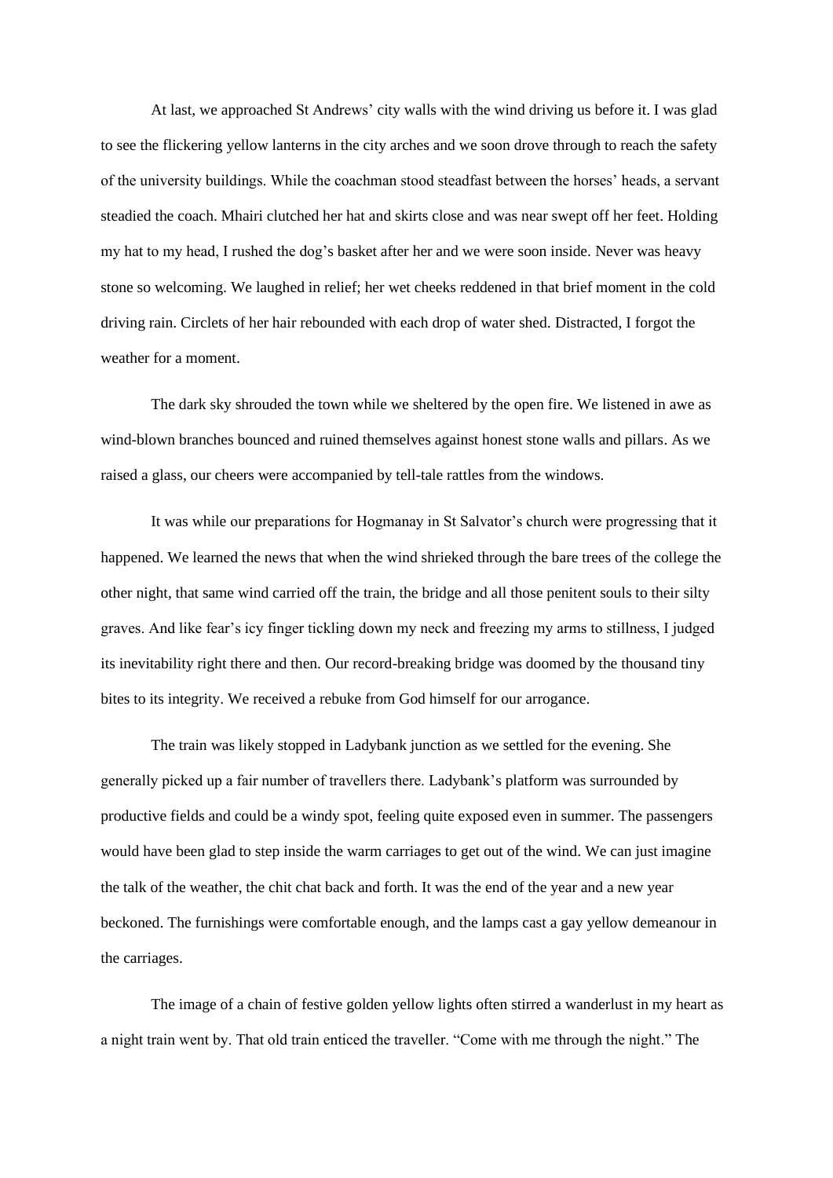At last, we approached St Andrews' city walls with the wind driving us before it. I was glad to see the flickering yellow lanterns in the city arches and we soon drove through to reach the safety of the university buildings. While the coachman stood steadfast between the horses' heads, a servant steadied the coach. Mhairi clutched her hat and skirts close and was near swept off her feet. Holding my hat to my head, I rushed the dog's basket after her and we were soon inside. Never was heavy stone so welcoming. We laughed in relief; her wet cheeks reddened in that brief moment in the cold driving rain. Circlets of her hair rebounded with each drop of water shed. Distracted, I forgot the weather for a moment.

The dark sky shrouded the town while we sheltered by the open fire. We listened in awe as wind-blown branches bounced and ruined themselves against honest stone walls and pillars. As we raised a glass, our cheers were accompanied by tell-tale rattles from the windows.

It was while our preparations for Hogmanay in St Salvator's church were progressing that it happened. We learned the news that when the wind shrieked through the bare trees of the college the other night, that same wind carried off the train, the bridge and all those penitent souls to their silty graves. And like fear's icy finger tickling down my neck and freezing my arms to stillness, I judged its inevitability right there and then. Our record-breaking bridge was doomed by the thousand tiny bites to its integrity. We received a rebuke from God himself for our arrogance.

The train was likely stopped in Ladybank junction as we settled for the evening. She generally picked up a fair number of travellers there. Ladybank's platform was surrounded by productive fields and could be a windy spot, feeling quite exposed even in summer. The passengers would have been glad to step inside the warm carriages to get out of the wind. We can just imagine the talk of the weather, the chit chat back and forth. It was the end of the year and a new year beckoned. The furnishings were comfortable enough, and the lamps cast a gay yellow demeanour in the carriages.

The image of a chain of festive golden yellow lights often stirred a wanderlust in my heart as a night train went by. That old train enticed the traveller. "Come with me through the night." The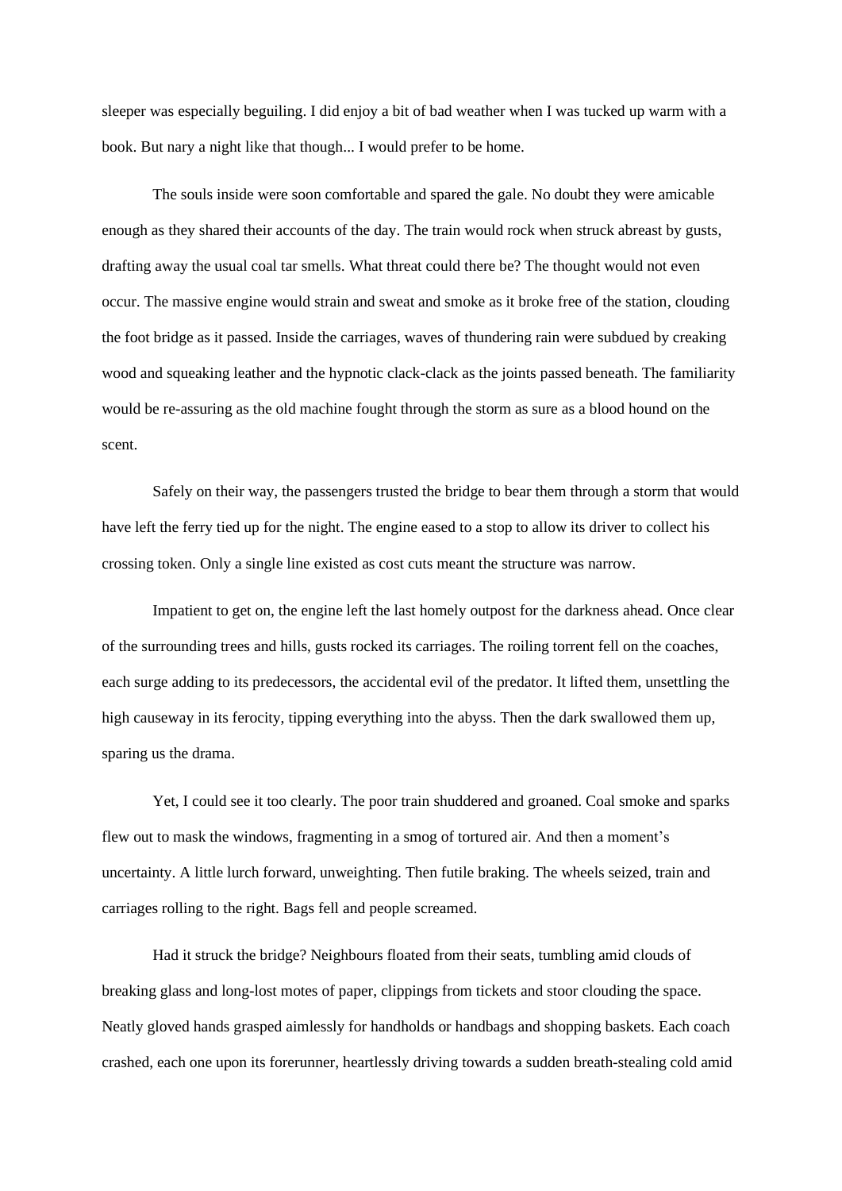sleeper was especially beguiling. I did enjoy a bit of bad weather when I was tucked up warm with a book. But nary a night like that though... I would prefer to be home.

The souls inside were soon comfortable and spared the gale. No doubt they were amicable enough as they shared their accounts of the day. The train would rock when struck abreast by gusts, drafting away the usual coal tar smells. What threat could there be? The thought would not even occur. The massive engine would strain and sweat and smoke as it broke free of the station, clouding the foot bridge as it passed. Inside the carriages, waves of thundering rain were subdued by creaking wood and squeaking leather and the hypnotic clack-clack as the joints passed beneath. The familiarity would be re-assuring as the old machine fought through the storm as sure as a blood hound on the scent.

Safely on their way, the passengers trusted the bridge to bear them through a storm that would have left the ferry tied up for the night. The engine eased to a stop to allow its driver to collect his crossing token. Only a single line existed as cost cuts meant the structure was narrow.

Impatient to get on, the engine left the last homely outpost for the darkness ahead. Once clear of the surrounding trees and hills, gusts rocked its carriages. The roiling torrent fell on the coaches, each surge adding to its predecessors, the accidental evil of the predator. It lifted them, unsettling the high causeway in its ferocity, tipping everything into the abyss. Then the dark swallowed them up, sparing us the drama.

Yet, I could see it too clearly. The poor train shuddered and groaned. Coal smoke and sparks flew out to mask the windows, fragmenting in a smog of tortured air. And then a moment's uncertainty. A little lurch forward, unweighting. Then futile braking. The wheels seized, train and carriages rolling to the right. Bags fell and people screamed.

Had it struck the bridge? Neighbours floated from their seats, tumbling amid clouds of breaking glass and long-lost motes of paper, clippings from tickets and stoor clouding the space. Neatly gloved hands grasped aimlessly for handholds or handbags and shopping baskets. Each coach crashed, each one upon its forerunner, heartlessly driving towards a sudden breath-stealing cold amid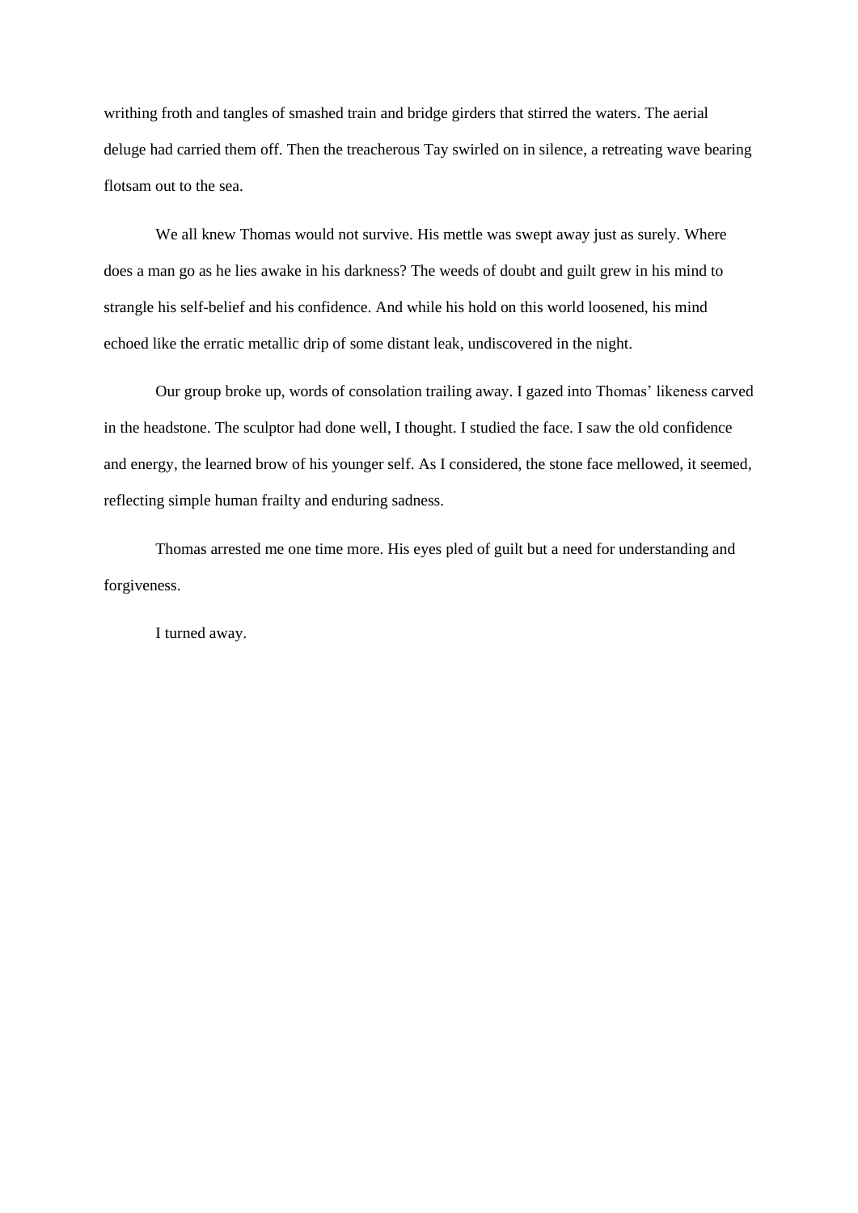writhing froth and tangles of smashed train and bridge girders that stirred the waters. The aerial deluge had carried them off. Then the treacherous Tay swirled on in silence, a retreating wave bearing flotsam out to the sea.

We all knew Thomas would not survive. His mettle was swept away just as surely. Where does a man go as he lies awake in his darkness? The weeds of doubt and guilt grew in his mind to strangle his self-belief and his confidence. And while his hold on this world loosened, his mind echoed like the erratic metallic drip of some distant leak, undiscovered in the night.

Our group broke up, words of consolation trailing away. I gazed into Thomas' likeness carved in the headstone. The sculptor had done well, I thought. I studied the face. I saw the old confidence and energy, the learned brow of his younger self. As I considered, the stone face mellowed, it seemed, reflecting simple human frailty and enduring sadness.

Thomas arrested me one time more. His eyes pled of guilt but a need for understanding and forgiveness.

I turned away.